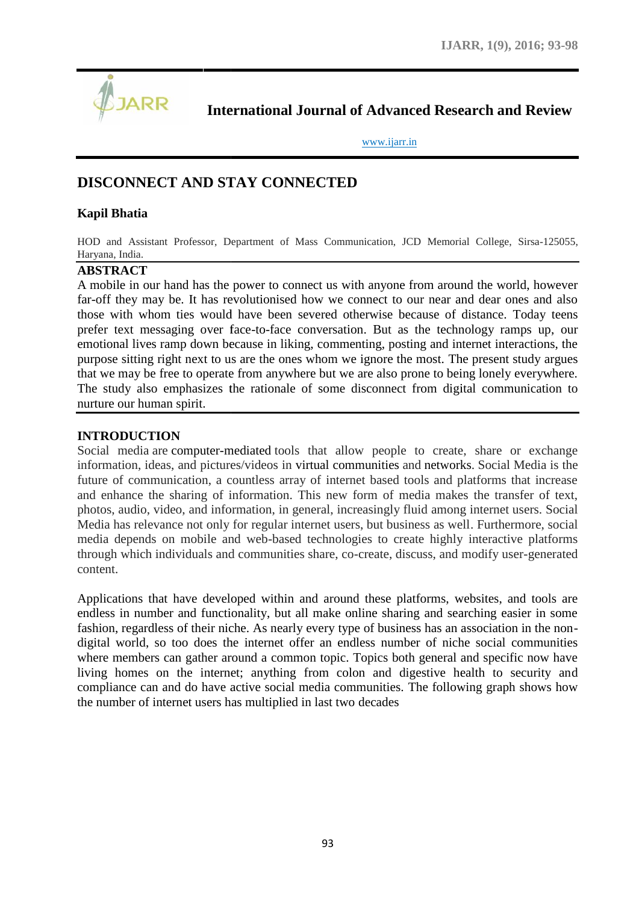# International Journal of Advanced Research and Review

www.ijarr.in

## DISCONNECT AND STAY CONNECTED

**Kapil Bhatia**

HOD and Assistant Professor, Department of Mass Communication, JCD Memorial College, Sirsa-125055, Haryana, India.

### ABSTRACT

A mobile in our hand has the power to connect us with anyone from around the world, however far-off they may be. It has revolutionised how we connect to our near and dear ones and also those with whom ties would have been severed otherwise because of distance. Today teens prefer text messaging over face-to-face conversation. But as the technology ramps up, our emotional lives ramp down because in liking, commenting, posting and internet interactions, the purpose sitting right next to us are the ones whom we ignore the most. The present study argues that we may be free to operate from anywhere but we are also prone to being lonely everywhere. The study also emphasizes the rationale of some disconnect from digital communication to nurture our human spirit.

### INTRODUCTION

Social media are computer-mediated tools that allow people to create, share or exchange information, ideas, and pictures/videos in virtual communities and networks. Social Media is the future of communication, a countless array of internet based tools and platforms that increase and enhance the sharing of information. This new form of media makes the transfer of text, photos, audio, video, and information, in general, increasingly fluid among internet users. Social Media has relevance not only for regular internet users, but business as well. Furthermore, social media depends on mobile and web-based technologies to create highly interactive platforms through which individuals and communities share, co-create, discuss, and modify user-generated content.

Applications that have developed within and around these platforms, websites, and tools are endless in number and functionality, but all make online sharing and searching easier in some fashion, regardless of their niche. As nearly every type of business has an association in the non-digital world, so too does the internet offer an endless number of niche social communities where members can gather around a common topic. Topics both general and specific now have living homes on the internet; anything from colon and digestive health to security and compliance can and do have active social media communities. The following graph shows how the number of internet users has multiplied in last two decades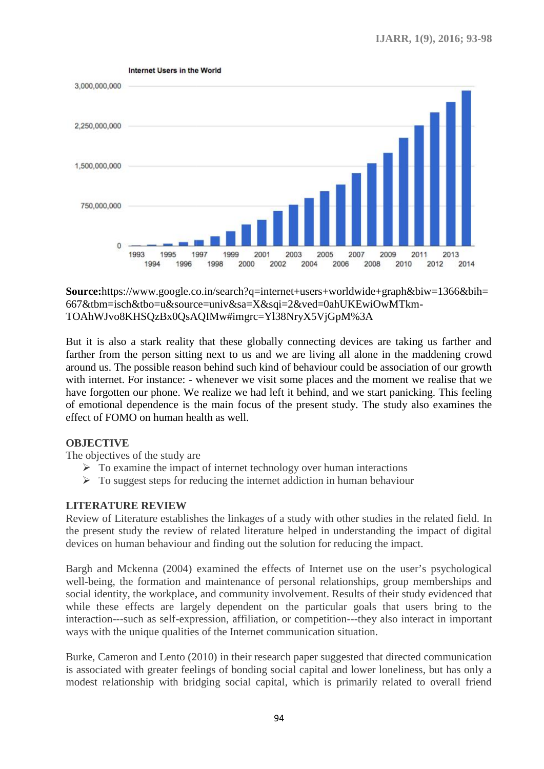**Source:**https://www.google.co.in/search?q=internet+users+worldwide+graph&biw=1366&bih=667&tbm=isch&tbo=u&source=univ&sa=X&sqi=2&ved=0ahUKEwiOwMTkm-TOAhWJvo8KHSQzBx0QsAQIMw#imgrc=Yl38NryX5VjGpM%3A

But it is also a stark reality that these globally connecting devices are taking us farther and farther from the person sitting next to us and we are living all alone in the maddening crowd around us. The possible reason behind such kind of behaviour could be association of our growth with internet. For instance: - whenever we visit some places and the moment we realise that we have forgotten our phone. We realize we had left it behind, and we start panicking. This feeling of emotional dependence is the main focus of the present study. The study also examines the effect of FOMO on human health as well.

## OBJECTIVE

The objectives of the study are

- To examine the impact of internet technology over human interactions
- To suggest steps for reducing the internet addiction in human behaviour

## LITERATURE REVIEW

Review of Literature establishes the linkages of a study with other studies in the related field. In the present study the review of related literature helped in understanding the impact of digital devices on human behaviour and finding out the solution for reducing the impact.

Bargh and Mckenna (2004) examined the effects of Internet use on the user's psychological well-being, the formation and maintenance of personal relationships, group memberships and social identity, the workplace, and community involvement. Results of their study evidenced that while these effects are largely dependent on the particular goals that users bring to the interaction---such as self-expression, affiliation, or competition---they also interact in important ways with the unique qualities of the Internet communication situation.

Burke, Cameron and Lento (2010) in their research paper suggested that directed communication is associated with greater feelings of bonding social capital and lower loneliness, but has only a modest relationship with bridging social capital, which is primarily related to overall friend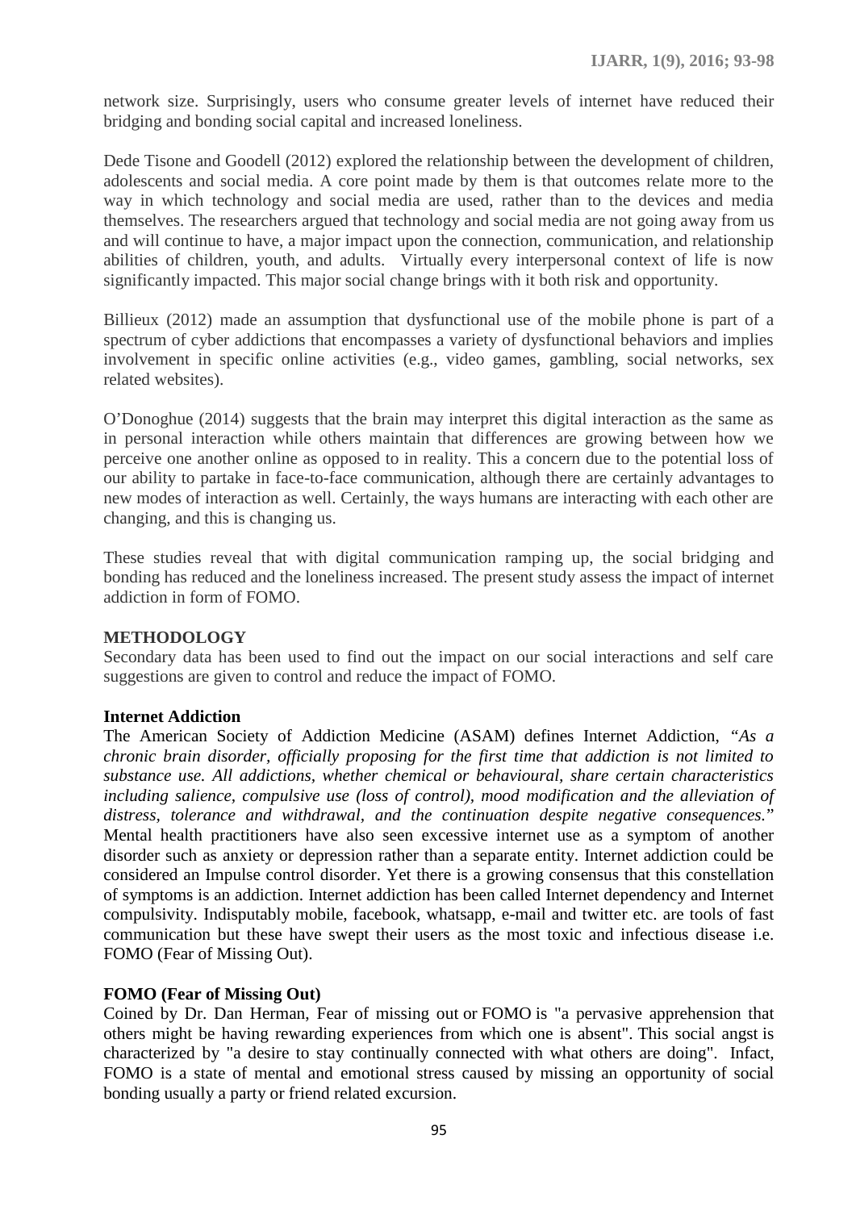network size. Surprisingly, users who consume greater levels of internet have reduced their bridging and bonding social capital and increased loneliness.

Dede Tisone and Goodell (2012) explored the relationship between the development of children, adolescents and social media. A core point made by them is that outcomes relate more to the way in which technology and social media are used, rather than to the devices and media themselves. The researchers argued that technology and social media are not going away from us and will continue to have, a major impact upon the connection, communication, and relationship abilities of children, youth, and adults. Virtually every interpersonal context of life is now significantly impacted. This major social change brings with it both risk and opportunity.

Billieux (2012) made an assumption that dysfunctional use of the mobile phone is part of a spectrum of cyber addictions that encompasses a variety of dysfunctional behaviors and implies involvement in specific online activities (e.g., video games, gambling, social networks, sex related websites).

O'Donoghue (2014) suggests that the brain may interpret this digital interaction as the same as in personal interaction while others maintain that differences are growing between how we perceive one another online as opposed to in reality. This a concern due to the potential loss of our ability to partake in face-to-face communication, although there are certainly advantages to new modes of interaction as well. Certainly, the ways humans are interacting with each other are changing, and this is changing us.

These studies reveal that with digital communication ramping up, the social bridging and bonding has reduced and the loneliness increased. The present study assess the impact of internet addiction in form of FOMO.

## METHODOLOGY

Secondary data has been used to find out the impact on our social interactions and self care suggestions are given to control and reduce the impact of FOMO.

### Internet Addiction

The American Society of Addiction Medicine (ASAM) defines Internet Addiction, "*As a chronic brain disorder, officially proposing for the first time that addiction is not limited to substance use. All addictions, whether chemical or behavioural, share certain characteristics including salience, compulsive use (loss of control), mood modification and the alleviation of distress, tolerance and withdrawal, and the continuation despite negative consequences.*" Mental health practitioners have also seen excessive internet use as a symptom of another disorder such as anxiety or depression rather than a separate entity. Internet addiction could be considered an Impulse control disorder. Yet there is a growing consensus that this constellation of symptoms is an addiction. Internet addiction has been called Internet dependency and Internet compulsivity. Indisputably mobile, facebook, whatsapp, e-mail and twitter etc. are tools of fast communication but these have swept their users as the most toxic and infectious disease i.e. FOMO (Fear of Missing Out).

### FOMO (Fear of Missing Out)

Coined by Dr. Dan Herman, Fear of missing out or FOMO is "a pervasive apprehension that others might be having rewarding experiences from which one is absent". This social angst is characterized by "a desire to stay continually connected with what others are doing". Infact, FOMO is a state of mental and emotional stress caused by missing an opportunity of social bonding usually a party or friend related excursion.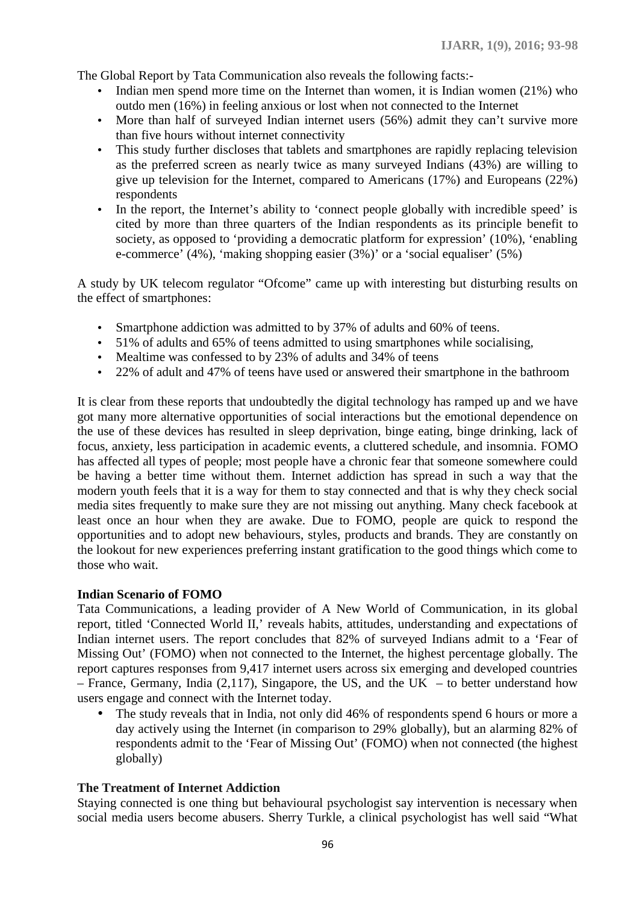The Global Report by Tata Communication also reveals the following facts:-

- Indian men spend more time on the Internet than women, it is Indian women (21%) who outdo men (16%) in feeling anxious or lost when not connected to the Internet
- More than half of surveyed Indian internet users (56%) admit they can't survive more than five hours without internet connectivity
- This study further discloses that tablets and smartphones are rapidly replacing television as the preferred screen as nearly twice as many surveyed Indians (43%) are willing to give up television for the Internet, compared to Americans (17%) and Europeans (22%) respondents
- In the report, the Internet's ability to 'connect people globally with incredible speed' is cited by more than three quarters of the Indian respondents as its principle benefit to society, as opposed to 'providing a democratic platform for expression' (10%), 'enabling e-commerce' (4%), 'making shopping easier (3%)' or a 'social equaliser' (5%)

A study by UK telecom regulator "Ofcome" came up with interesting but disturbing results on the effect of smartphones:

- Smartphone addiction was admitted to by 37% of adults and 60% of teens.
- 51% of adults and 65% of teens admitted to using smartphones while socialising,
- Mealtime was confessed to by 23% of adults and 34% of teens
- 22% of adult and 47% of teens have used or answered their smartphone in the bathroom

It is clear from these reports that undoubtedly the digital technology has ramped up and we have got many more alternative opportunities of social interactions but the emotional dependence on the use of these devices has resulted in sleep deprivation, binge eating, binge drinking, lack of focus, anxiety, less participation in academic events, a cluttered schedule, and insomnia. FOMO has affected all types of people; most people have a chronic fear that someone somewhere could be having a better time without them. Internet addiction has spread in such a way that the modern youth feels that it is a way for them to stay connected and that is why they check social media sites frequently to make sure they are not missing out anything. Many check facebook at least once an hour when they are awake. Due to FOMO, people are quick to respond the opportunities and to adopt new behaviours, styles, products and brands. They are constantly on the lookout for new experiences preferring instant gratification to the good things which come to those who wait.

**Indian Scenario of FOMO**

Tata Communications, a leading provider of A New World of Communication, in its global report, titled 'Connected World II,' reveals habits, attitudes, understanding and expectations of Indian internet users. The report concludes that 82% of surveyed Indians admit to a 'Fear of Missing Out' (FOMO) when not connected to the Internet, the highest percentage globally. The report captures responses from 9,417 internet users across six emerging and developed countries – France, Germany, India (2,117), Singapore, the US, and the UK – to better understand how users engage and connect with the Internet today.

- The study reveals that in India, not only did 46% of respondents spend 6 hours or more a day actively using the Internet (in comparison to 29% globally), but an alarming 82% of respondents admit to the 'Fear of Missing Out' (FOMO) when not connected (the highest globally)

**The Treatment of Internet Addiction**

Staying connected is one thing but behavioural psychologist say intervention is necessary when social media users become abusers. Sherry Turkle, a clinical psychologist has well said "What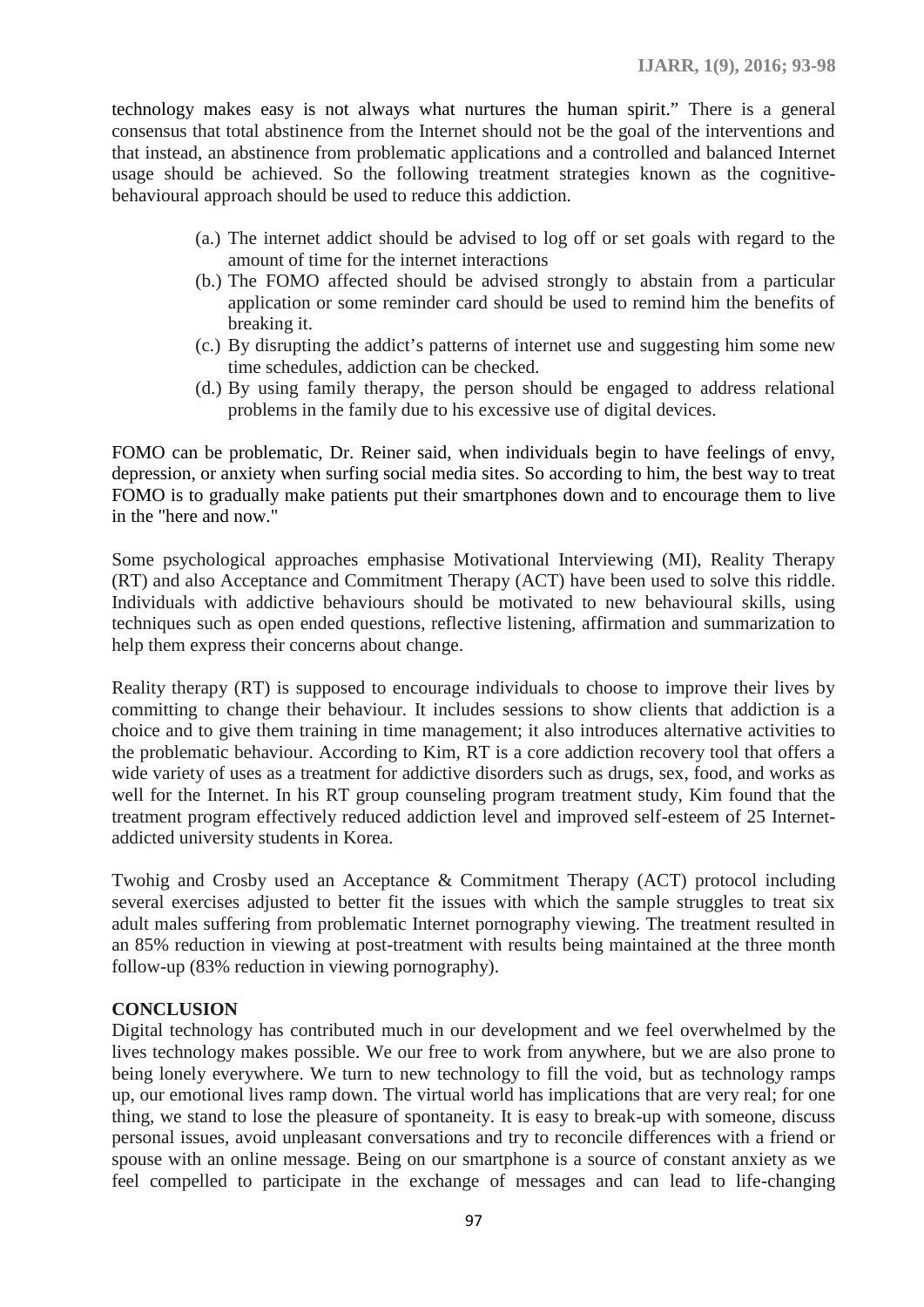technology makes easy is not always what nurtures the human spirit." There is a general consensus that total abstinence from the Internet should not be the goal of the interventions and that instead, an abstinence from problematic applications and a controlled and balanced Internet usage should be achieved. So the following treatment strategies known as the cognitive-behavioural approach should be used to reduce this addiction.

(a.) The internet addict should be advised to log off or set goals with regard to the amount of time for the internet interactions

(b.) The FOMO affected should be advised strongly to abstain from a particular application or some reminder card should be used to remind him the benefits of breaking it.

(c.) By disrupting the addict's patterns of internet use and suggesting him some new time schedules, addiction can be checked.

(d.) By using family therapy, the person should be engaged to address relational problems in the family due to his excessive use of digital devices.

FOMO can be problematic, Dr. Reiner said, when individuals begin to have feelings of envy, depression, or anxiety when surfing social media sites. So according to him, the best way to treat FOMO is to gradually make patients put their smartphones down and to encourage them to live in the "here and now."

Some psychological approaches emphasise Motivational Interviewing (MI), Reality Therapy (RT) and also Acceptance and Commitment Therapy (ACT) have been used to solve this riddle. Individuals with addictive behaviours should be motivated to new behavioural skills, using techniques such as open ended questions, reflective listening, affirmation and summarization to help them express their concerns about change.

Reality therapy (RT) is supposed to encourage individuals to choose to improve their lives by committing to change their behaviour. It includes sessions to show clients that addiction is a choice and to give them training in time management; it also introduces alternative activities to the problematic behaviour. According to Kim, RT is a core addiction recovery tool that offers a wide variety of uses as a treatment for addictive disorders such as drugs, sex, food, and works as well for the Internet. In his RT group counseling program treatment study, Kim found that the treatment program effectively reduced addiction level and improved self-esteem of 25 Internet-addicted university students in Korea.

Twohig and Crosby used an Acceptance & Commitment Therapy (ACT) protocol including several exercises adjusted to better fit the issues with which the sample struggles to treat six adult males suffering from problematic Internet pornography viewing. The treatment resulted in an 85% reduction in viewing at post-treatment with results being maintained at the three month follow-up (83% reduction in viewing pornography).

## CONCLUSION

Digital technology has contributed much in our development and we feel overwhelmed by the lives technology makes possible. We our free to work from anywhere, but we are also prone to being lonely everywhere. We turn to new technology to fill the void, but as technology ramps up, our emotional lives ramp down. The virtual world has implications that are very real; for one thing, we stand to lose the pleasure of spontaneity. It is easy to break-up with someone, discuss personal issues, avoid unpleasant conversations and try to reconcile differences with a friend or spouse with an online message. Being on our smartphone is a source of constant anxiety as we feel compelled to participate in the exchange of messages and can lead to life-changing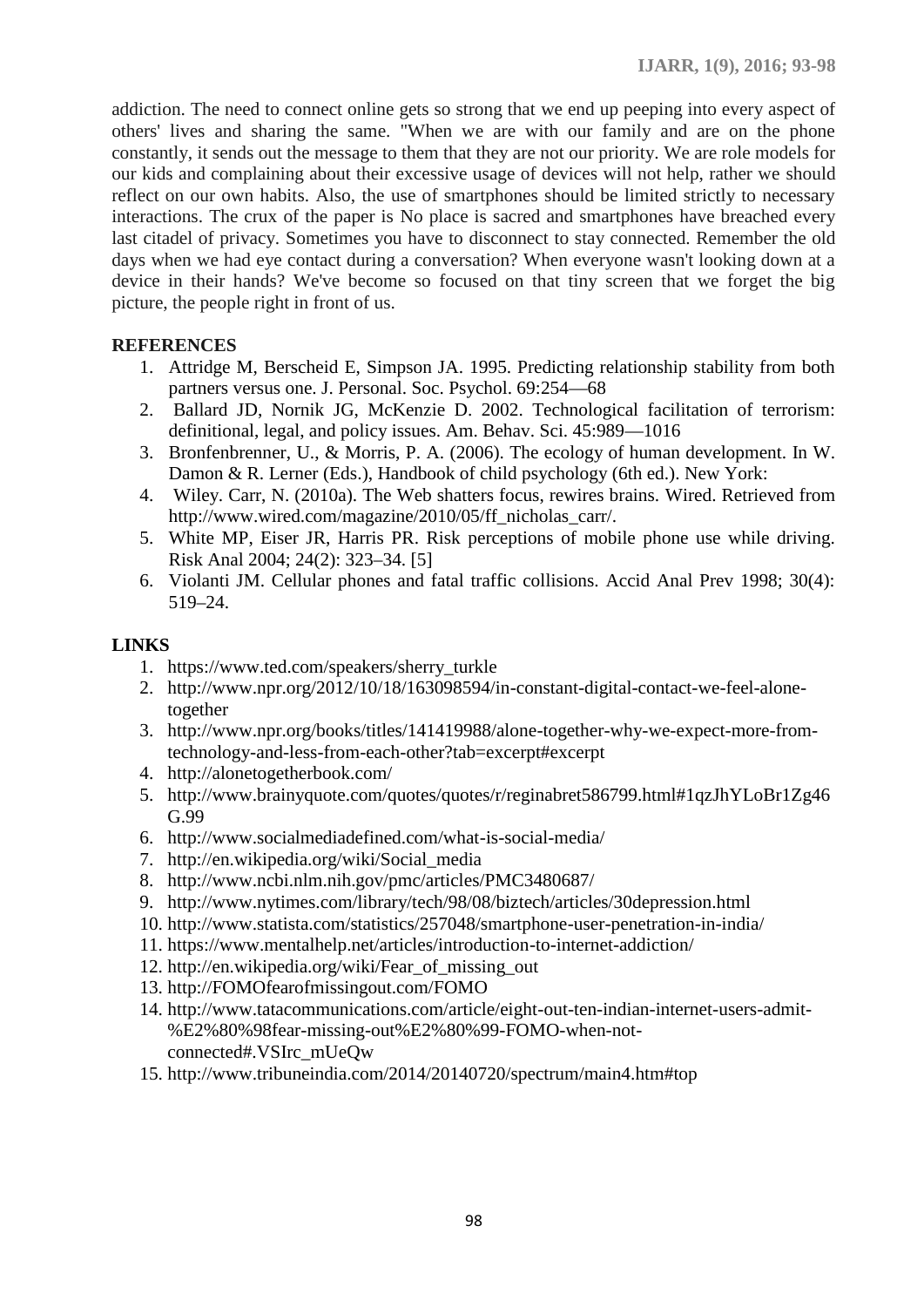addiction. The need to connect online gets so strong that we end up peeping into every aspect of others' lives and sharing the same. "When we are with our family and are on the phone constantly, it sends out the message to them that they are not our priority. We are role models for our kids and complaining about their excessive usage of devices will not help, rather we should reflect on our own habits. Also, the use of smartphones should be limited strictly to necessary interactions. The crux of the paper is No place is sacred and smartphones have breached every last citadel of privacy. Sometimes you have to disconnect to stay connected. Remember the old days when we had eye contact during a conversation? When everyone wasn't looking down at a device in their hands? We've become so focused on that tiny screen that we forget the big picture, the people right in front of us.

## REFERENCES

1. Attridge M, Berscheid E, Simpson JA. 1995. Predicting relationship stability from both partners versus one. J. Personal. Soc. Psychol. 69:254—68
2. Ballard JD, Nornik JG, McKenzie D. 2002. Technological facilitation of terrorism: definitional, legal, and policy issues. Am. Behav. Sci. 45:989—1016
3. Bronfenbrenner, U., & Morris, P. A. (2006). The ecology of human development. In W. Damon & R. Lerner (Eds.), Handbook of child psychology (6th ed.). New York:
4. Wiley. Carr, N. (2010a). The Web shatters focus, rewires brains. Wired. Retrieved from http://www.wired.com/magazine/2010/05/ff_nicholas_carr/.
5. White MP, Eiser JR, Harris PR. Risk perceptions of mobile phone use while driving. Risk Anal 2004; 24(2): 323–34. [5]
6. Violanti JM. Cellular phones and fatal traffic collisions. Accid Anal Prev 1998; 30(4): 519–24.

## LINKS

1. https://www.ted.com/speakers/sherry_turkle
2. http://www.npr.org/2012/10/18/163098594/in-constant-digital-contact-we-feel-alone-together
3. http://www.npr.org/books/titles/141419988/alone-together-why-we-expect-more-from-technology-and-less-from-each-other?tab=excerpt#excerpt
4. http://alonetogetherbook.com/
5. http://www.brainyquote.com/quotes/quotes/r/reginabret586799.html#1qzJhYLoBr1Zg46G.99
6. http://www.socialmediadefined.com/what-is-social-media/
7. http://en.wikipedia.org/wiki/Social_media
8. http://www.ncbi.nlm.nih.gov/pmc/articles/PMC3480687/
9. http://www.nytimes.com/library/tech/98/08/biztech/articles/30depression.html
10. http://www.statista.com/statistics/257048/smartphone-user-penetration-in-india/
11. https://www.mentalhelp.net/articles/introduction-to-internet-addiction/
12. http://en.wikipedia.org/wiki/Fear_of_missing_out
13. http://FOMOfearofmissingout.com/FOMO
14. http://www.tatacommunications.com/article/eight-out-ten-indian-internet-users-admit-%E2%80%98fear-missing-out%E2%80%99-FOMO-when-not-connected#.VSIrc_mUeQw
15. http://www.tribuneindia.com/2014/20140720/spectrum/main4.htm#top